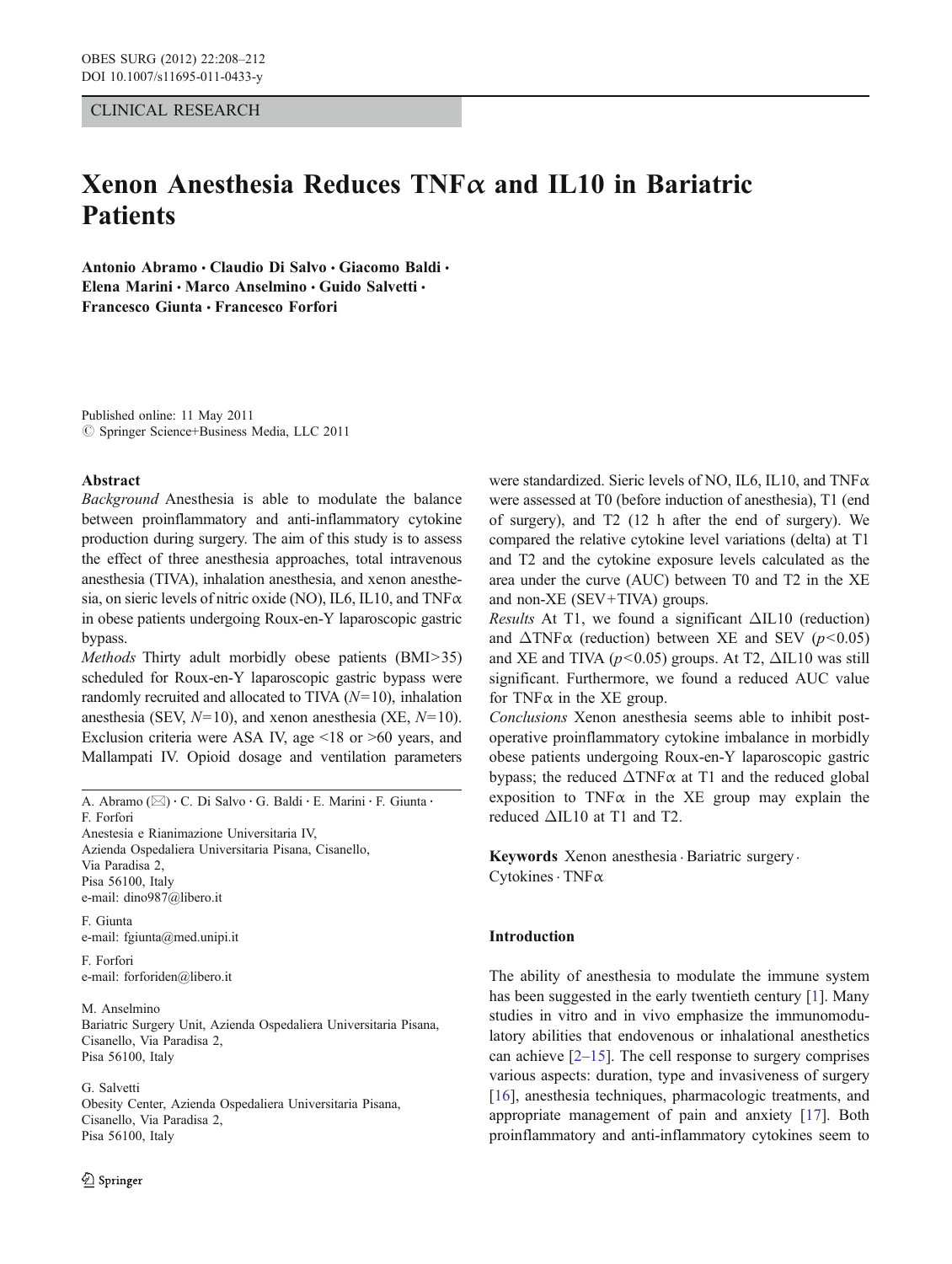CLINICAL RESEARCH

# Xenon Anesthesia Reduces TNFα and IL10 in Bariatric Patients

**Antonio Abramo · Claudio Di Salvo · Giacomo Baldi · Elena Marini · Marco Anselmino · Guido Salvetti · Francesco Giunta · Francesco Forfori**

Published online: 11 May 2011
© Springer Science+Business Media, LLC 2011

## Abstract

*Background* Anesthesia is able to modulate the balance between proinflammatory and anti-inflammatory cytokine production during surgery. The aim of this study is to assess the effect of three anesthesia approaches, total intravenous anesthesia (TIVA), inhalation anesthesia, and xenon anesthesia, on sieric levels of nitric oxide (NO), IL6, IL10, and TNFα in obese patients undergoing Roux-en-Y laparoscopic gastric bypass.

*Methods* Thirty adult morbidly obese patients (BMI>35) scheduled for Roux-en-Y laparoscopic gastric bypass were randomly recruited and allocated to TIVA ($N=10$), inhalation anesthesia (SEV, $N=10$), and xenon anesthesia (XE, $N=10$). Exclusion criteria were ASA IV, age <18 or >60 years, and Mallampati IV. Opioid dosage and ventilation parameters were standardized. Sieric levels of NO, IL6, IL10, and TNFα were assessed at T0 (before induction of anesthesia), T1 (end of surgery), and T2 (12 h after the end of surgery). We compared the relative cytokine level variations (delta) at T1 and T2 and the cytokine exposure levels calculated as the area under the curve (AUC) between T0 and T2 in the XE and non-XE (SEV+TIVA) groups.

*Results* At T1, we found a significant ΔIL10 (reduction) and ΔTNFα (reduction) between XE and SEV ($p<0.05$) and XE and TIVA ($p<0.05$) groups. At T2, ΔIL10 was still significant. Furthermore, we found a reduced AUC value for TNFα in the XE group.

*Conclusions* Xenon anesthesia seems able to inhibit post-operative proinflammatory cytokine imbalance in morbidly obese patients undergoing Roux-en-Y laparoscopic gastric bypass; the reduced ΔTNFα at T1 and the reduced global exposition to TNFα in the XE group may explain the reduced ΔIL10 at T1 and T2.

**Keywords** Xenon anesthesia · Bariatric surgery · Cytokines · TNFα

A. Abramo (✉) · C. Di Salvo · G. Baldi · E. Marini · F. Giunta · F. Forfori
Anestesia e Rianimazione Universitaria IV,
Azienda Ospedaliera Universitaria Pisana, Cisanello,
Via Paradisa 2,
Pisa 56100, Italy
e-mail: dino987@libero.it

F. Giunta
e-mail: fgiunta@med.unipi.it

F. Forfori
e-mail: forforiden@libero.it

M. Anselmino
Bariatric Surgery Unit, Azienda Ospedaliera Universitaria Pisana,
Cisanello, Via Paradisa 2,
Pisa 56100, Italy

G. Salvetti
Obesity Center, Azienda Ospedaliera Universitaria Pisana,
Cisanello, Via Paradisa 2,
Pisa 56100, Italy

## Introduction

The ability of anesthesia to modulate the immune system has been suggested in the early twentieth century [1]. Many studies in vitro and in vivo emphasize the immunomodulatory abilities that endovenous or inhalational anesthetics can achieve [2–15]. The cell response to surgery comprises various aspects: duration, type and invasiveness of surgery [16], anesthesia techniques, pharmacologic treatments, and appropriate management of pain and anxiety [17]. Both proinflammatory and anti-inflammatory cytokines seem to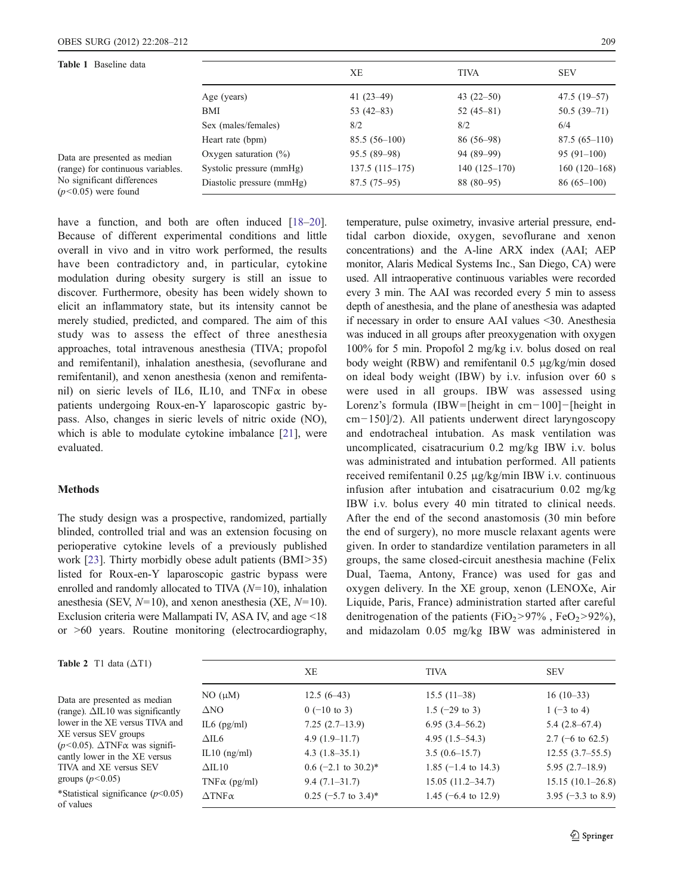**Table 1** Baseline data

|  | XE | TIVA | SEV |
|---|---|---|---|
| Age (years) | 41 (23–49) | 43 (22–50) | 47.5 (19–57) |
| BMI | 53 (42–83) | 52 (45–81) | 50.5 (39–71) |
| Sex (males/females) | 8/2 | 8/2 | 6/4 |
| Heart rate (bpm) | 85.5 (56–100) | 86 (56–98) | 87.5 (65–110) |
| Oxygen saturation (%) | 95.5 (89–98) | 94 (89–99) | 95 (91–100) |
| Systolic pressure (mmHg) | 137.5 (115–175) | 140 (125–170) | 160 (120–168) |
| Diastolic pressure (mmHg) | 87.5 (75–95) | 88 (80–95) | 86 (65–100) |

Data are presented as median (range) for continuous variables. No significant differences ($p<0.05$) were found

have a function, and both are often induced [18–20]. Because of different experimental conditions and little overall in vivo and in vitro work performed, the results have been contradictory and, in particular, cytokine modulation during obesity surgery is still an issue to discover. Furthermore, obesity has been widely shown to elicit an inflammatory state, but its intensity cannot be merely studied, predicted, and compared. The aim of this study was to assess the effect of three anesthesia approaches, total intravenous anesthesia (TIVA; propofol and remifentanil), inhalation anesthesia, (sevoflurane and remifentanil), and xenon anesthesia (xenon and remifentanil) on sieric levels of IL6, IL10, and TNFα in obese patients undergoing Roux-en-Y laparoscopic gastric bypass. Also, changes in sieric levels of nitric oxide (NO), which is able to modulate cytokine imbalance [21], were evaluated.

## Methods

The study design was a prospective, randomized, partially blinded, controlled trial and was an extension focusing on perioperative cytokine levels of a previously published work [23]. Thirty morbidly obese adult patients (BMI>35) listed for Roux-en-Y laparoscopic gastric bypass were enrolled and randomly allocated to TIVA ($N=10$), inhalation anesthesia (SEV, $N=10$), and xenon anesthesia (XE, $N=10$). Exclusion criteria were Mallampati IV, ASA IV, and age <18 or >60 years. Routine monitoring (electrocardiography, temperature, pulse oximetry, invasive arterial pressure, end-tidal carbon dioxide, oxygen, sevoflurane and xenon concentrations) and the A-line ARX index (AAI; AEP monitor, Alaris Medical Systems Inc., San Diego, CA) were used. All intraoperative continuous variables were recorded every 3 min. The AAI was recorded every 5 min to assess depth of anesthesia, and the plane of anesthesia was adapted if necessary in order to ensure AAI values <30. Anesthesia was induced in all groups after preoxygenation with oxygen 100% for 5 min. Propofol 2 mg/kg i.v. bolus dosed on real body weight (RBW) and remifentanil 0.5 μg/kg/min dosed on ideal body weight (IBW) by i.v. infusion over 60 s were used in all groups. IBW was assessed using Lorenz's formula (IBW=[height in cm−100]−[height in cm−150]/2). All patients underwent direct laryngoscopy and endotracheal intubation. As mask ventilation was uncomplicated, cisatracurium 0.2 mg/kg IBW i.v. bolus was administrated and intubation performed. All patients received remifentanil 0.25 μg/kg/min IBW i.v. continuous infusion after intubation and cisatracurium 0.02 mg/kg IBW i.v. bolus every 40 min titrated to clinical needs. After the end of the second anastomosis (30 min before the end of surgery), no more muscle relaxant agents were given. In order to standardize ventilation parameters in all groups, the same closed-circuit anesthesia machine (Felix Dual, Taema, Antony, France) was used for gas and oxygen delivery. In the XE group, xenon (LENOXe, Air Liquide, Paris, France) administration started after careful denitrogenation of the patients ($FiO_2>97\%$ , $FeO_2>92\%$), and midazolam 0.05 mg/kg IBW was administered in

**Table 2** T1 data (ΔT1)

|  | XE | TIVA | SEV |
|---|---|---|---|
| NO (μM) | 12.5 (6–43) | 15.5 (11–38) | 16 (10–33) |
| ΔNO | 0 (−10 to 3) | 1.5 (−29 to 3) | 1 (−3 to 4) |
| IL6 (pg/ml) | 7.25 (2.7–13.9) | 6.95 (3.4–56.2) | 5.4 (2.8–67.4) |
| ΔIL6 | 4.9 (1.9–11.7) | 4.95 (1.5–54.3) | 2.7 (−6 to 62.5) |
| IL10 (ng/ml) | 4.3 (1.8–35.1) | 3.5 (0.6–15.7) | 12.55 (3.7–55.5) |
| ΔIL10 | 0.6 (−2.1 to 30.2)* | 1.85 (−1.4 to 14.3) | 5.95 (2.7–18.9) |
| TNFα (pg/ml) | 9.4 (7.1–31.7) | 15.05 (11.2–34.7) | 15.15 (10.1–26.8) |
| ΔTNFα | 0.25 (−5.7 to 3.4)* | 1.45 (−6.4 to 12.9) | 3.95 (−3.3 to 8.9) |

Data are presented as median (range). ΔIL10 was significantly lower in the XE versus TIVA and XE versus SEV groups ($p<0.05$). ΔTNFα was significantly lower in the XE versus TIVA and XE versus SEV groups ($p<0.05$)

*Statistical significance ($p<0.05$) of values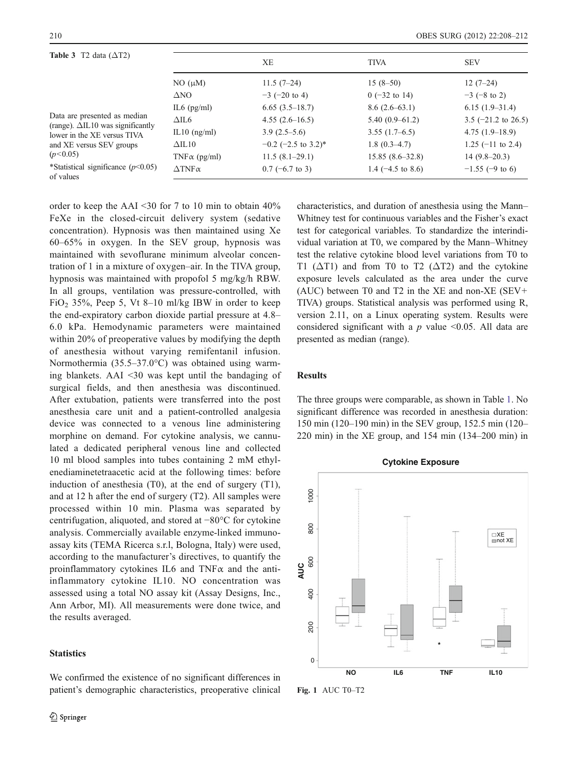**Table 3** T2 data (ΔT2)

| | XE | TIVA | SEV |
|---|---|---|---|
| NO (μM) | 11.5 (7–24) | 15 (8–50) | 12 (7–24) |
| ΔNO | −3 (−20 to 4) | 0 (−32 to 14) | −3 (−8 to 2) |
| IL6 (pg/ml) | 6.65 (3.5–18.7) | 8.6 (2.6–63.1) | 6.15 (1.9–31.4) |
| ΔIL6 | 4.55 (2.6–16.5) | 5.40 (0.9–61.2) | 3.5 (−21.2 to 26.5) |
| IL10 (ng/ml) | 3.9 (2.5–5.6) | 3.55 (1.7–6.5) | 4.75 (1.9–18.9) |
| ΔIL10 | −0.2 (−2.5 to 3.2)* | 1.8 (0.3–4.7) | 1.25 (−11 to 2.4) |
| TNFα (pg/ml) | 11.5 (8.1–29.1) | 15.85 (8.6–32.8) | 14 (9.8–20.3) |
| ΔTNFα | 0.7 (−6.7 to 3) | 1.4 (−4.5 to 8.6) | −1.55 (−9 to 6) |

Data are presented as median (range). ΔIL10 was significantly lower in the XE versus TIVA and XE versus SEV groups ($p<0.05$)

*Statistical significance ($p<0.05$) of values

order to keep the AAI <30 for 7 to 10 min to obtain 40% FeXe in the closed-circuit delivery system (sedative concentration). Hypnosis was then maintained using Xe 60–65% in oxygen. In the SEV group, hypnosis was maintained with sevoflurane minimum alveolar concentration of 1 in a mixture of oxygen–air. In the TIVA group, hypnosis was maintained with propofol 5 mg/kg/h RBW. In all groups, ventilation was pressure-controlled, with $FiO_2$ 35%, Peep 5, Vt 8–10 ml/kg IBW in order to keep the end-expiratory carbon dioxide partial pressure at 4.8–6.0 kPa. Hemodynamic parameters were maintained within 20% of preoperative values by modifying the depth of anesthesia without varying remifentanil infusion. Normothermia (35.5–37.0°C) was obtained using warming blankets. AAI <30 was kept until the bandaging of surgical fields, and then anesthesia was discontinued. After extubation, patients were transferred into the post anesthesia care unit and a patient-controlled analgesia device was connected to a venous line administering morphine on demand. For cytokine analysis, we cannulated a dedicated peripheral venous line and collected 10 ml blood samples into tubes containing 2 mM ethylenediaminetetraacetic acid at the following times: before induction of anesthesia (T0), at the end of surgery (T1), and at 12 h after the end of surgery (T2). All samples were processed within 10 min. Plasma was separated by centrifugation, aliquoted, and stored at −80°C for cytokine analysis. Commercially available enzyme-linked immunoassay kits (TEMA Ricerca s.r.l, Bologna, Italy) were used, according to the manufacturer's directives, to quantify the proinflammatory cytokines IL6 and TNFα and the anti-inflammatory cytokine IL10. NO concentration was assessed using a total NO assay kit (Assay Designs, Inc., Ann Arbor, MI). All measurements were done twice, and the results averaged.

### Statistics

We confirmed the existence of no significant differences in patient's demographic characteristics, preoperative clinical characteristics, and duration of anesthesia using the Mann–Whitney test for continuous variables and the Fisher's exact test for categorical variables. To standardize the interindividual variation at T0, we compared by the Mann–Whitney test the relative cytokine blood level variations from T0 to T1 (ΔT1) and from T0 to T2 (ΔT2) and the cytokine exposure levels calculated as the area under the curve (AUC) between T0 and T2 in the XE and non-XE (SEV+TIVA) groups. Statistical analysis was performed using R, version 2.11, on a Linux operating system. Results were considered significant with a $p$ value <0.05. All data are presented as median (range).

## Results

The three groups were comparable, as shown in Table 1. No significant difference was recorded in anesthesia duration: 150 min (120–190 min) in the SEV group, 152.5 min (120–220 min) in the XE group, and 154 min (134–200 min) in

**Fig. 1** AUC T0–T2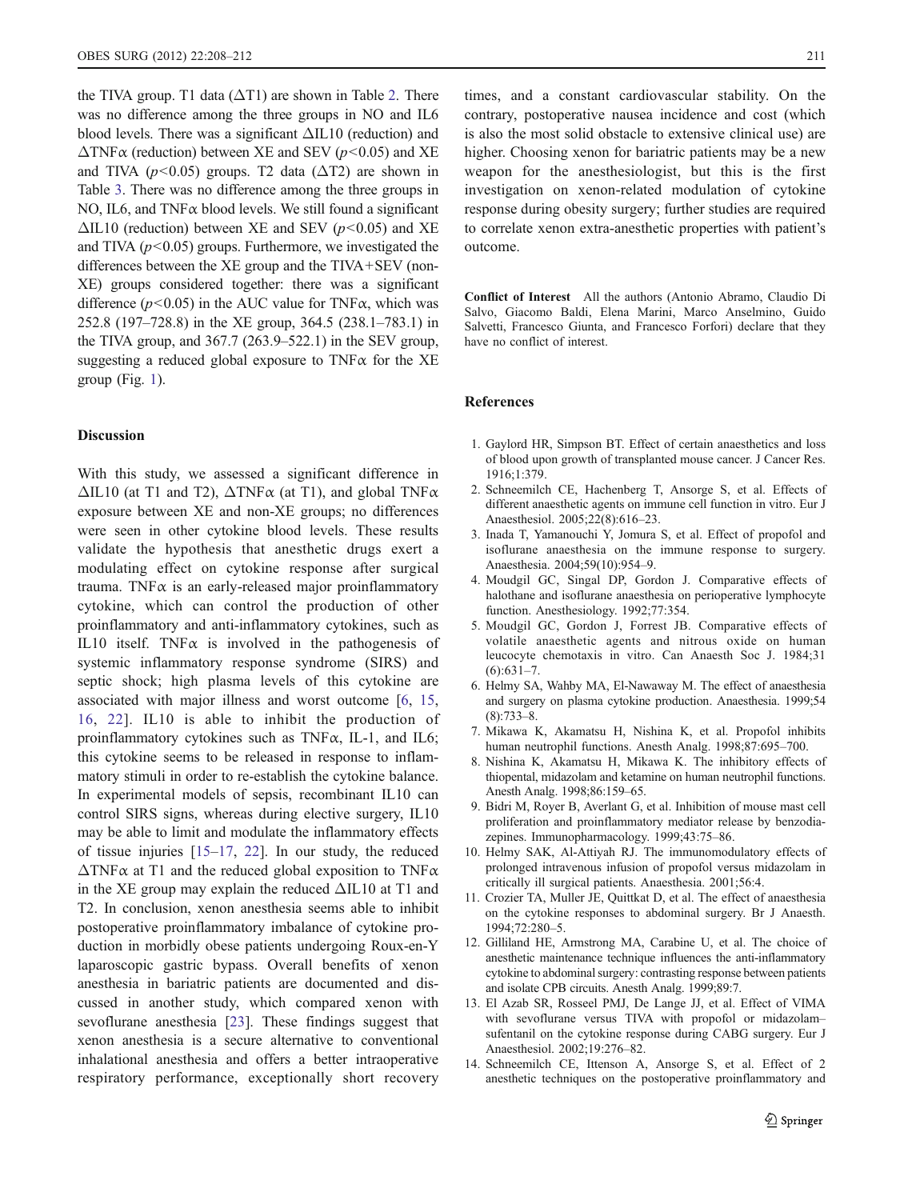the TIVA group. T1 data ($\Delta$T1) are shown in Table 2. There was no difference among the three groups in NO and IL6 blood levels. There was a significant $\Delta$IL10 (reduction) and $\Delta$TNF$\alpha$ (reduction) between XE and SEV ($p<0.05$) and XE and TIVA ($p<0.05$) groups. T2 data ($\Delta$T2) are shown in Table 3. There was no difference among the three groups in NO, IL6, and TNF$\alpha$ blood levels. We still found a significant $\Delta$IL10 (reduction) between XE and SEV ($p<0.05$) and XE and TIVA ($p<0.05$) groups. Furthermore, we investigated the differences between the XE group and the TIVA+SEV (non-XE) groups considered together: there was a significant difference ($p<0.05$) in the AUC value for TNF$\alpha$, which was 252.8 (197–728.8) in the XE group, 364.5 (238.1–783.1) in the TIVA group, and 367.7 (263.9–522.1) in the SEV group, suggesting a reduced global exposure to TNF$\alpha$ for the XE group (Fig. 1).

## Discussion

With this study, we assessed a significant difference in $\Delta$IL10 (at T1 and T2), $\Delta$TNF$\alpha$ (at T1), and global TNF$\alpha$ exposure between XE and non-XE groups; no differences were seen in other cytokine blood levels. These results validate the hypothesis that anesthetic drugs exert a modulating effect on cytokine response after surgical trauma. TNF$\alpha$ is an early-released major proinflammatory cytokine, which can control the production of other proinflammatory and anti-inflammatory cytokines, such as IL10 itself. TNF$\alpha$ is involved in the pathogenesis of systemic inflammatory response syndrome (SIRS) and septic shock; high plasma levels of this cytokine are associated with major illness and worst outcome [6, 15, 16, 22]. IL10 is able to inhibit the production of proinflammatory cytokines such as TNF$\alpha$, IL-1, and IL6; this cytokine seems to be released in response to inflammatory stimuli in order to re-establish the cytokine balance. In experimental models of sepsis, recombinant IL10 can control SIRS signs, whereas during elective surgery, IL10 may be able to limit and modulate the inflammatory effects of tissue injuries [15–17, 22]. In our study, the reduced $\Delta$TNF$\alpha$ at T1 and the reduced global exposition to TNF$\alpha$ in the XE group may explain the reduced $\Delta$IL10 at T1 and T2. In conclusion, xenon anesthesia seems able to inhibit postoperative proinflammatory imbalance of cytokine production in morbidly obese patients undergoing Roux-en-Y laparoscopic gastric bypass. Overall benefits of xenon anesthesia in bariatric patients are documented and discussed in another study, which compared xenon with sevoflurane anesthesia [23]. These findings suggest that xenon anesthesia is a secure alternative to conventional inhalational anesthesia and offers a better intraoperative respiratory performance, exceptionally short recovery times, and a constant cardiovascular stability. On the contrary, postoperative nausea incidence and cost (which is also the most solid obstacle to extensive clinical use) are higher. Choosing xenon for bariatric patients may be a new weapon for the anesthesiologist, but this is the first investigation on xenon-related modulation of cytokine response during obesity surgery; further studies are required to correlate xenon extra-anesthetic properties with patient's outcome.

**Conflict of Interest** All the authors (Antonio Abramo, Claudio Di Salvo, Giacomo Baldi, Elena Marini, Marco Anselmino, Guido Salvetti, Francesco Giunta, and Francesco Forfori) declare that they have no conflict of interest.

## References

1. Gaylord HR, Simpson BT. Effect of certain anaesthetics and loss of blood upon growth of transplanted mouse cancer. J Cancer Res. 1916;1:379.
2. Schneemilch CE, Hachenberg T, Ansorge S, et al. Effects of different anaesthetic agents on immune cell function in vitro. Eur J Anaesthesiol. 2005;22(8):616–23.
3. Inada T, Yamanouchi Y, Jomura S, et al. Effect of propofol and isoflurane anaesthesia on the immune response to surgery. Anaesthesia. 2004;59(10):954–9.
4. Moudgil GC, Singal DP, Gordon J. Comparative effects of halothane and isoflurane anaesthesia on perioperative lymphocyte function. Anesthesiology. 1992;77:354.
5. Moudgil GC, Gordon J, Forrest JB. Comparative effects of volatile anaesthetic agents and nitrous oxide on human leucocyte chemotaxis in vitro. Can Anaesth Soc J. 1984;31(6):631–7.
6. Helmy SA, Wahby MA, El-Nawaway M. The effect of anaesthesia and surgery on plasma cytokine production. Anaesthesia. 1999;54(8):733–8.
7. Mikawa K, Akamatsu H, Nishina K, et al. Propofol inhibits human neutrophil functions. Anesth Analg. 1998;87:695–700.
8. Nishina K, Akamatsu H, Mikawa K. The inhibitory effects of thiopental, midazolam and ketamine on human neutrophil functions. Anesth Analg. 1998;86:159–65.
9. Bidri M, Royer B, Averlant G, et al. Inhibition of mouse mast cell proliferation and proinflammatory mediator release by benzodiazepines. Immunopharmacology. 1999;43:75–86.
10. Helmy SAK, Al-Attiyah RJ. The immunomodulatory effects of prolonged intravenous infusion of propofol versus midazolam in critically ill surgical patients. Anaesthesia. 2001;56:4.
11. Crozier TA, Muller JE, Quittkat D, et al. The effect of anaesthesia on the cytokine responses to abdominal surgery. Br J Anaesth. 1994;72:280–5.
12. Gilliland HE, Armstrong MA, Carabine U, et al. The choice of anesthetic maintenance technique influences the anti-inflammatory cytokine to abdominal surgery: contrasting response between patients and isolate CPB circuits. Anesth Analg. 1999;89:7.
13. El Azab SR, Rosseel PMJ, De Lange JJ, et al. Effect of VIMA with sevoflurane versus TIVA with propofol or midazolam–sufentanil on the cytokine response during CABG surgery. Eur J Anaesthesiol. 2002;19:276–82.
14. Schneemilch CE, Ittenson A, Ansorge S, et al. Effect of 2 anesthetic techniques on the postoperative proinflammatory and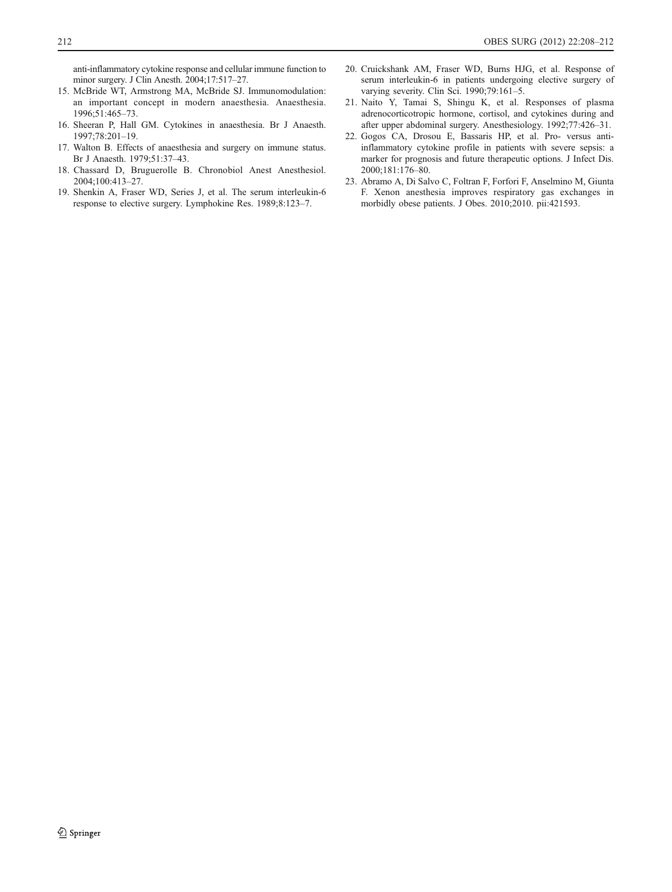anti-inflammatory cytokine response and cellular immune function to minor surgery. J Clin Anesth. 2004;17:517–27.

15. McBride WT, Armstrong MA, McBride SJ. Immunomodulation: an important concept in modern anaesthesia. Anaesthesia. 1996;51:465–73.
16. Sheeran P, Hall GM. Cytokines in anaesthesia. Br J Anaesth. 1997;78:201–19.
17. Walton B. Effects of anaesthesia and surgery on immune status. Br J Anaesth. 1979;51:37–43.
18. Chassard D, Bruguerolle B. Chronobiol Anest Anesthesiol. 2004;100:413–27.
19. Shenkin A, Fraser WD, Series J, et al. The serum interleukin-6 response to elective surgery. Lymphokine Res. 1989;8:123–7.
20. Cruickshank AM, Fraser WD, Burns HJG, et al. Response of serum interleukin-6 in patients undergoing elective surgery of varying severity. Clin Sci. 1990;79:161–5.
21. Naito Y, Tamai S, Shingu K, et al. Responses of plasma adrenocorticotropic hormone, cortisol, and cytokines during and after upper abdominal surgery. Anesthesiology. 1992;77:426–31.
22. Gogos CA, Drosou E, Bassaris HP, et al. Pro- versus anti-inflammatory cytokine profile in patients with severe sepsis: a marker for prognosis and future therapeutic options. J Infect Dis. 2000;181:176–80.
23. Abramo A, Di Salvo C, Foltran F, Forfori F, Anselmino M, Giunta F. Xenon anesthesia improves respiratory gas exchanges in morbidly obese patients. J Obes. 2010;2010. pii:421593.